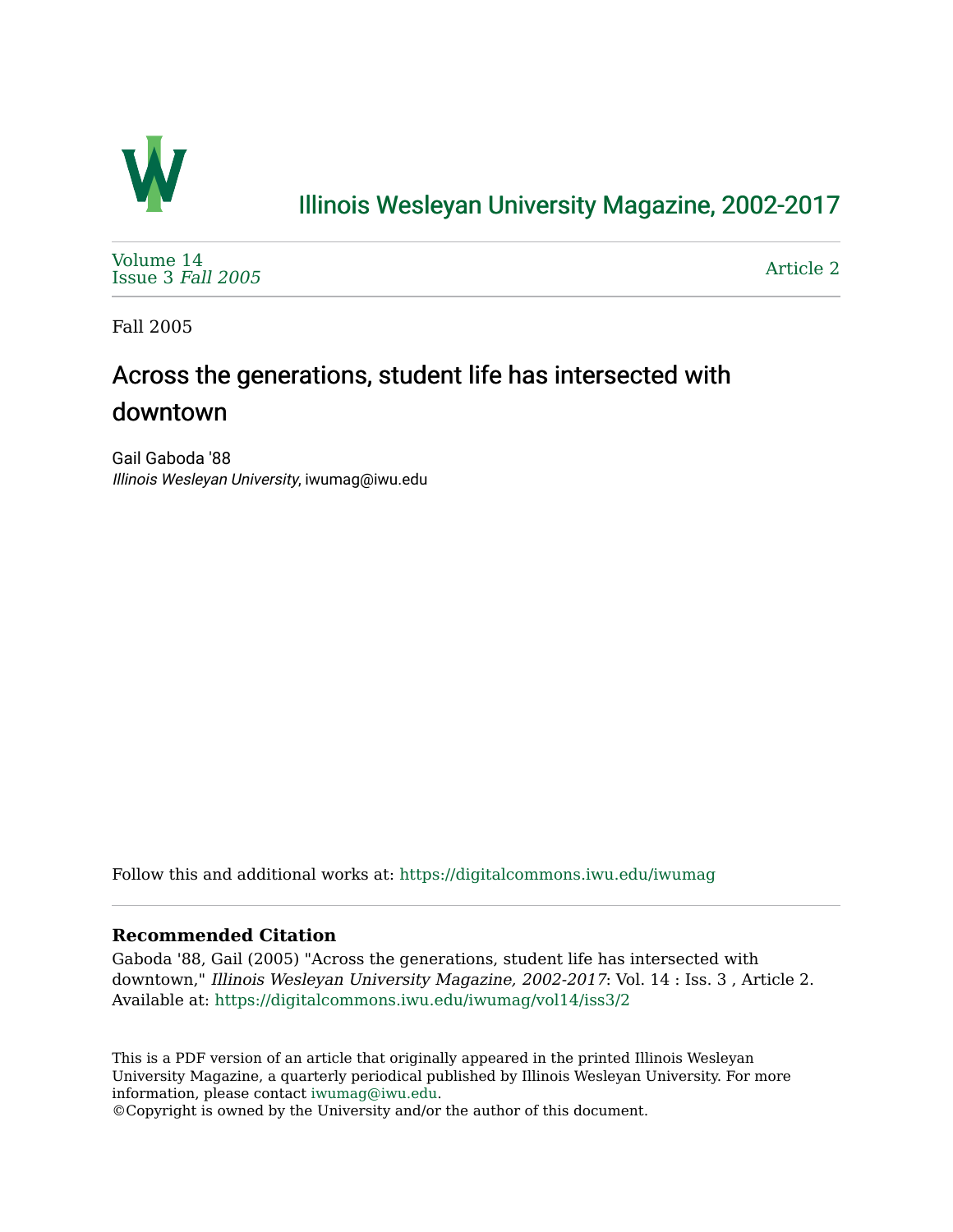Illinois Wesleyan University Magazine, 2002-2017

Volume 14
Issue 3 *Fall 2005*

Article 2

Fall 2005

# Across the generations, student life has intersected with downtown

Gail Gaboda '88
*Illinois Wesleyan University*, iwumag@iwu.edu

Follow this and additional works at: https://digitalcommons.iwu.edu/iwumag

### Recommended Citation

Gaboda '88, Gail (2005) "Across the generations, student life has intersected with downtown," *Illinois Wesleyan University Magazine, 2002-2017*: Vol. 14 : Iss. 3 , Article 2.
Available at: https://digitalcommons.iwu.edu/iwumag/vol14/iss3/2

This is a PDF version of an article that originally appeared in the printed Illinois Wesleyan University Magazine, a quarterly periodical published by Illinois Wesleyan University. For more information, please contact iwumag@iwu.edu.
©Copyright is owned by the University and/or the author of this document.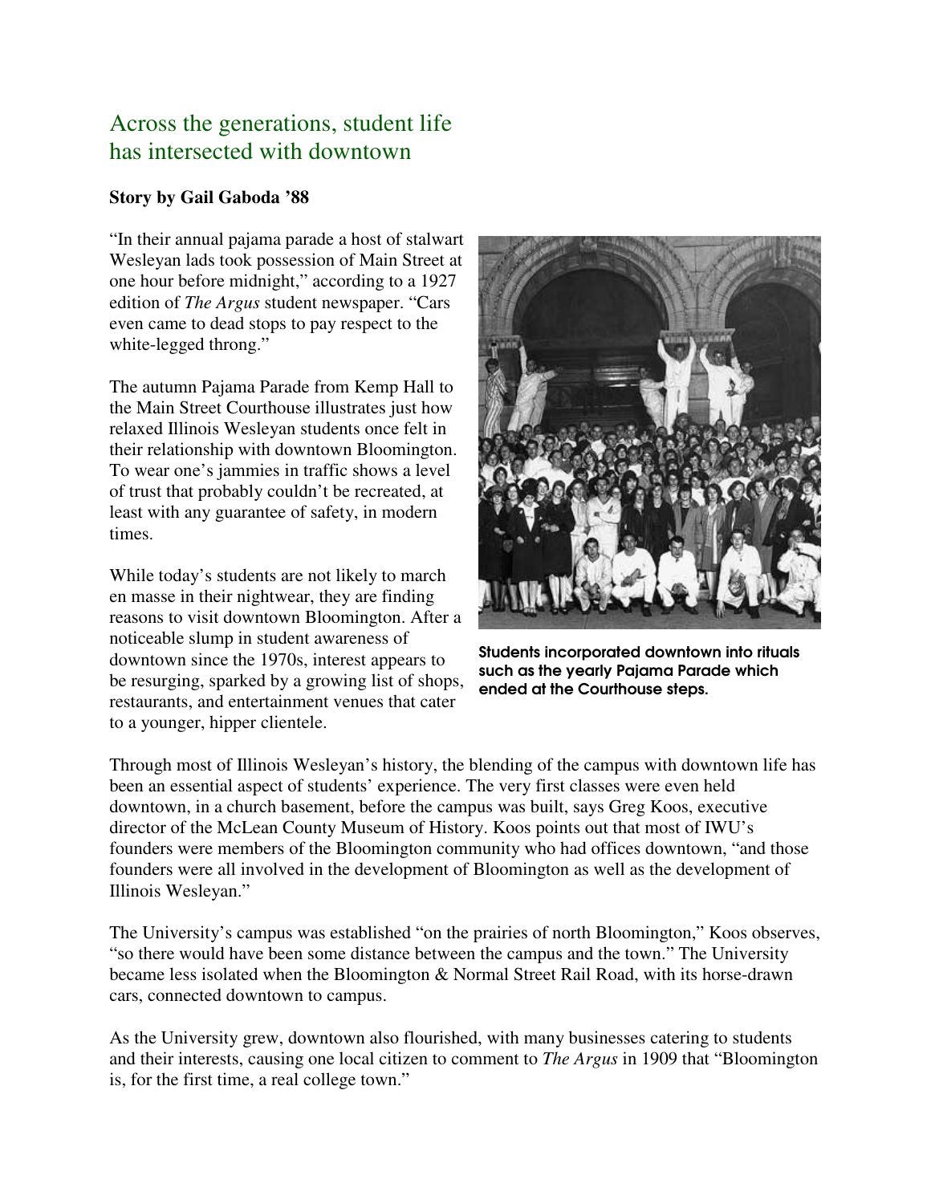# Across the generations, student life has intersected with downtown

**Story by Gail Gaboda '88**

"In their annual pajama parade a host of stalwart Wesleyan lads took possession of Main Street at one hour before midnight," according to a 1927 edition of *The Argus* student newspaper. "Cars even came to dead stops to pay respect to the white-legged throng."

The autumn Pajama Parade from Kemp Hall to the Main Street Courthouse illustrates just how relaxed Illinois Wesleyan students once felt in their relationship with downtown Bloomington. To wear one's jammies in traffic shows a level of trust that probably couldn't be recreated, at least with any guarantee of safety, in modern times.

While today's students are not likely to march en masse in their nightwear, they are finding reasons to visit downtown Bloomington. After a noticeable slump in student awareness of downtown since the 1970s, interest appears to be resurging, sparked by a growing list of shops, restaurants, and entertainment venues that cater to a younger, hipper clientele.

**Students incorporated downtown into rituals such as the yearly Pajama Parade which ended at the Courthouse steps.**

Through most of Illinois Wesleyan's history, the blending of the campus with downtown life has been an essential aspect of students' experience. The very first classes were even held downtown, in a church basement, before the campus was built, says Greg Koos, executive director of the McLean County Museum of History. Koos points out that most of IWU's founders were members of the Bloomington community who had offices downtown, "and those founders were all involved in the development of Bloomington as well as the development of Illinois Wesleyan."

The University's campus was established "on the prairies of north Bloomington," Koos observes, "so there would have been some distance between the campus and the town." The University became less isolated when the Bloomington & Normal Street Rail Road, with its horse-drawn cars, connected downtown to campus.

As the University grew, downtown also flourished, with many businesses catering to students and their interests, causing one local citizen to comment to *The Argus* in 1909 that "Bloomington is, for the first time, a real college town."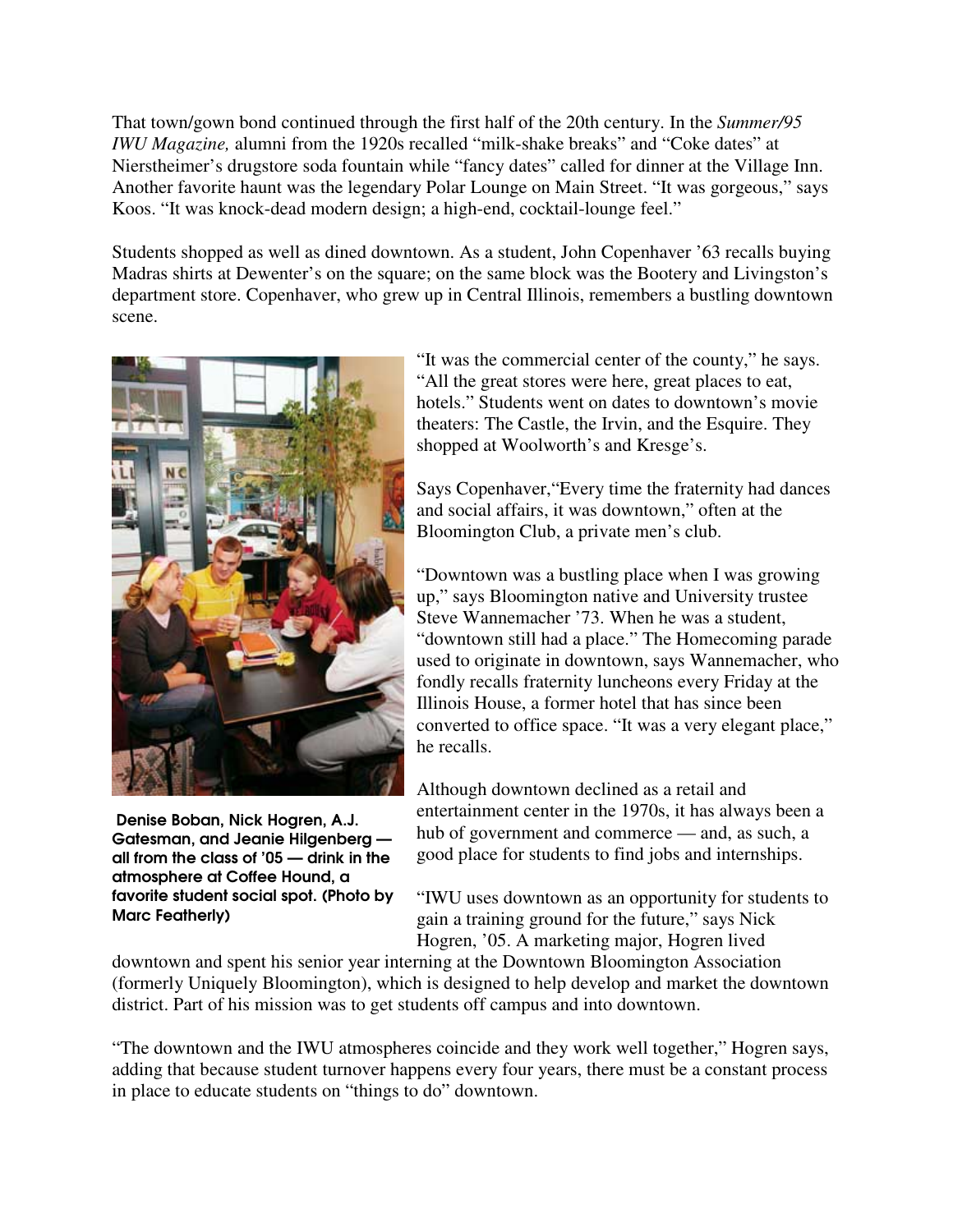That town/gown bond continued through the first half of the 20th century. In the *Summer/95 IWU Magazine,* alumni from the 1920s recalled "milk-shake breaks" and "Coke dates" at Nierstheimer's drugstore soda fountain while "fancy dates" called for dinner at the Village Inn. Another favorite haunt was the legendary Polar Lounge on Main Street. "It was gorgeous," says Koos. "It was knock-dead modern design; a high-end, cocktail-lounge feel."

Students shopped as well as dined downtown. As a student, John Copenhaver '63 recalls buying Madras shirts at Dewenter's on the square; on the same block was the Bootery and Livingston's department store. Copenhaver, who grew up in Central Illinois, remembers a bustling downtown scene.

"It was the commercial center of the county," he says. "All the great stores were here, great places to eat, hotels." Students went on dates to downtown's movie theaters: The Castle, the Irvin, and the Esquire. They shopped at Woolworth's and Kresge's.

Says Copenhaver,"Every time the fraternity had dances and social affairs, it was downtown," often at the Bloomington Club, a private men's club.

"Downtown was a bustling place when I was growing up," says Bloomington native and University trustee Steve Wannemacher '73. When he was a student, "downtown still had a place." The Homecoming parade used to originate in downtown, says Wannemacher, who fondly recalls fraternity luncheons every Friday at the Illinois House, a former hotel that has since been converted to office space. "It was a very elegant place," he recalls.

**Denise Boban, Nick Hogren, A.J. Gatesman, and Jeanie Hilgenberg — all from the class of '05 — drink in the atmosphere at Coffee Hound, a favorite student social spot. (Photo by Marc Featherly)**

Although downtown declined as a retail and entertainment center in the 1970s, it has always been a hub of government and commerce — and, as such, a good place for students to find jobs and internships.

"IWU uses downtown as an opportunity for students to gain a training ground for the future," says Nick Hogren, '05. A marketing major, Hogren lived downtown and spent his senior year interning at the Downtown Bloomington Association (formerly Uniquely Bloomington), which is designed to help develop and market the downtown district. Part of his mission was to get students off campus and into downtown.

"The downtown and the IWU atmospheres coincide and they work well together," Hogren says, adding that because student turnover happens every four years, there must be a constant process in place to educate students on "things to do" downtown.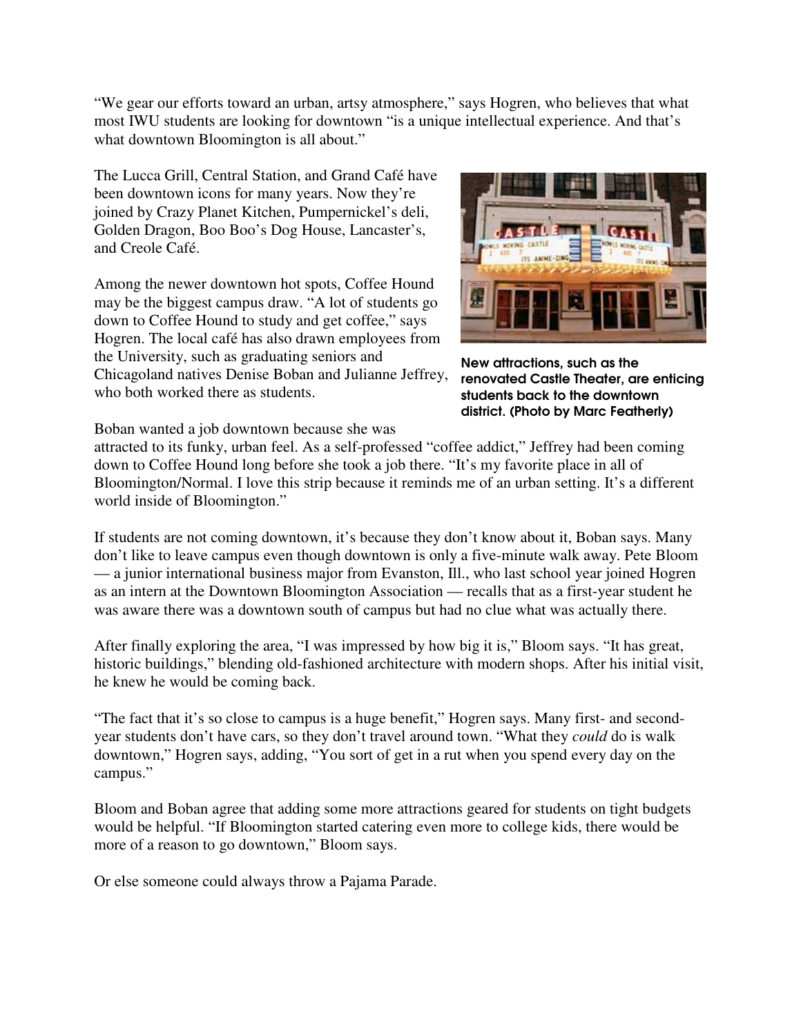"We gear our efforts toward an urban, artsy atmosphere," says Hogren, who believes that what most IWU students are looking for downtown "is a unique intellectual experience. And that's what downtown Bloomington is all about."

The Lucca Grill, Central Station, and Grand Café have been downtown icons for many years. Now they're joined by Crazy Planet Kitchen, Pumpernickel's deli, Golden Dragon, Boo Boo's Dog House, Lancaster's, and Creole Café.

Among the newer downtown hot spots, Coffee Hound may be the biggest campus draw. "A lot of students go down to Coffee Hound to study and get coffee," says Hogren. The local café has also drawn employees from the University, such as graduating seniors and Chicagoland natives Denise Boban and Julianne Jeffrey, who both worked there as students.

**New attractions, such as the renovated Castle Theater, are enticing students back to the downtown district. (Photo by Marc Featherly)**

Boban wanted a job downtown because she was attracted to its funky, urban feel. As a self-professed "coffee addict," Jeffrey had been coming down to Coffee Hound long before she took a job there. "It's my favorite place in all of Bloomington/Normal. I love this strip because it reminds me of an urban setting. It's a different world inside of Bloomington."

If students are not coming downtown, it's because they don't know about it, Boban says. Many don't like to leave campus even though downtown is only a five-minute walk away. Pete Bloom — a junior international business major from Evanston, Ill., who last school year joined Hogren as an intern at the Downtown Bloomington Association — recalls that as a first-year student he was aware there was a downtown south of campus but had no clue what was actually there.

After finally exploring the area, "I was impressed by how big it is," Bloom says. "It has great, historic buildings," blending old-fashioned architecture with modern shops. After his initial visit, he knew he would be coming back.

"The fact that it's so close to campus is a huge benefit," Hogren says. Many first- and second-year students don't have cars, so they don't travel around town. "What they *could* do is walk downtown," Hogren says, adding, "You sort of get in a rut when you spend every day on the campus."

Bloom and Boban agree that adding some more attractions geared for students on tight budgets would be helpful. "If Bloomington started catering even more to college kids, there would be more of a reason to go downtown," Bloom says.

Or else someone could always throw a Pajama Parade.